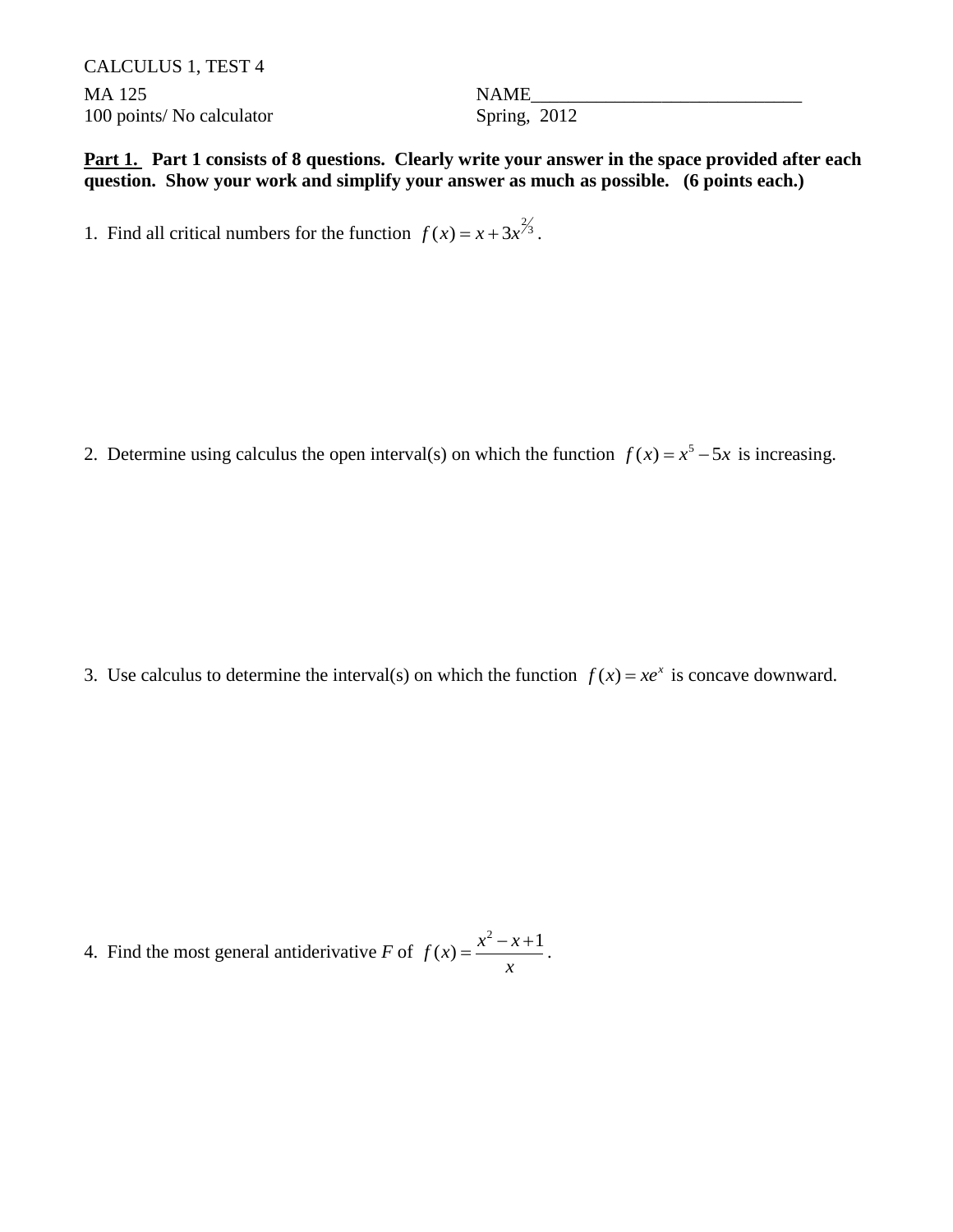CALCULUS 1, TEST 4

MA 125 NAME_____________________________

100 points/ No calculator Spring, 2012

**Part 1.** **Part 1 consists of 8 questions. Clearly write your answer in the space provided after each question. Show your work and simplify your answer as much as possible. (6 points each.)**

1. Find all critical numbers for the function $f(x) = x + 3x^{2/3}$.

2. Determine using calculus the open interval(s) on which the function $f(x) = x^5 - 5x$ is increasing.

3. Use calculus to determine the interval(s) on which the function $f(x) = xe^x$ is concave downward.

4. Find the most general antiderivative $F$ of $f(x) = \dfrac{x^2 - x + 1}{x}$.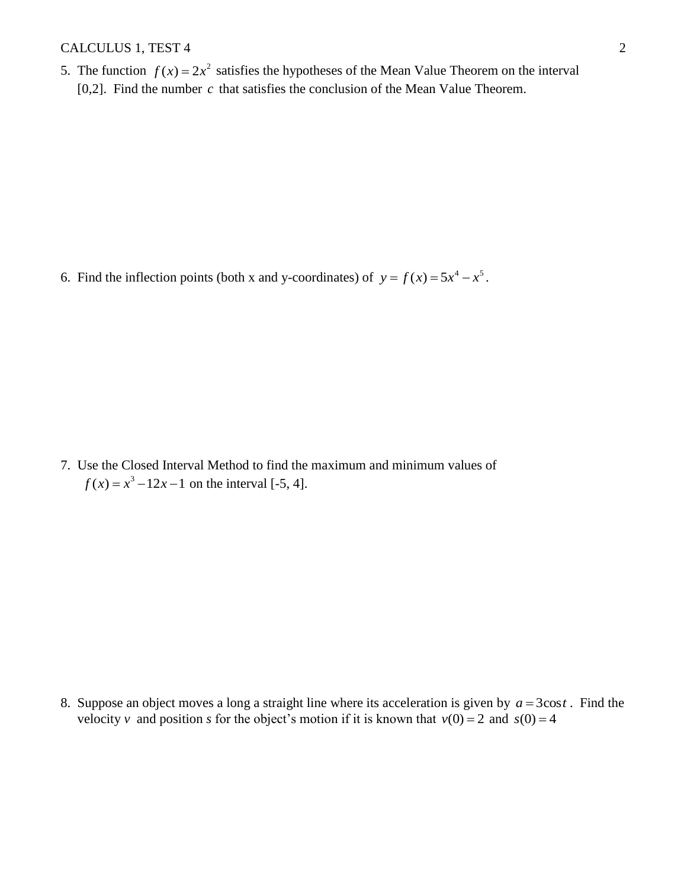5. The function $f(x) = 2x^2$ satisfies the hypotheses of the Mean Value Theorem on the interval [0,2]. Find the number $c$ that satisfies the conclusion of the Mean Value Theorem.

6. Find the inflection points (both x and y-coordinates) of $y = f(x) = 5x^4 - x^5$.

7. Use the Closed Interval Method to find the maximum and minimum values of $f(x) = x^3 - 12x - 1$ on the interval [-5, 4].

8. Suppose an object moves a long a straight line where its acceleration is given by $a = 3\cos t$. Find the velocity $v$ and position $s$ for the object's motion if it is known that $v(0) = 2$ and $s(0) = 4$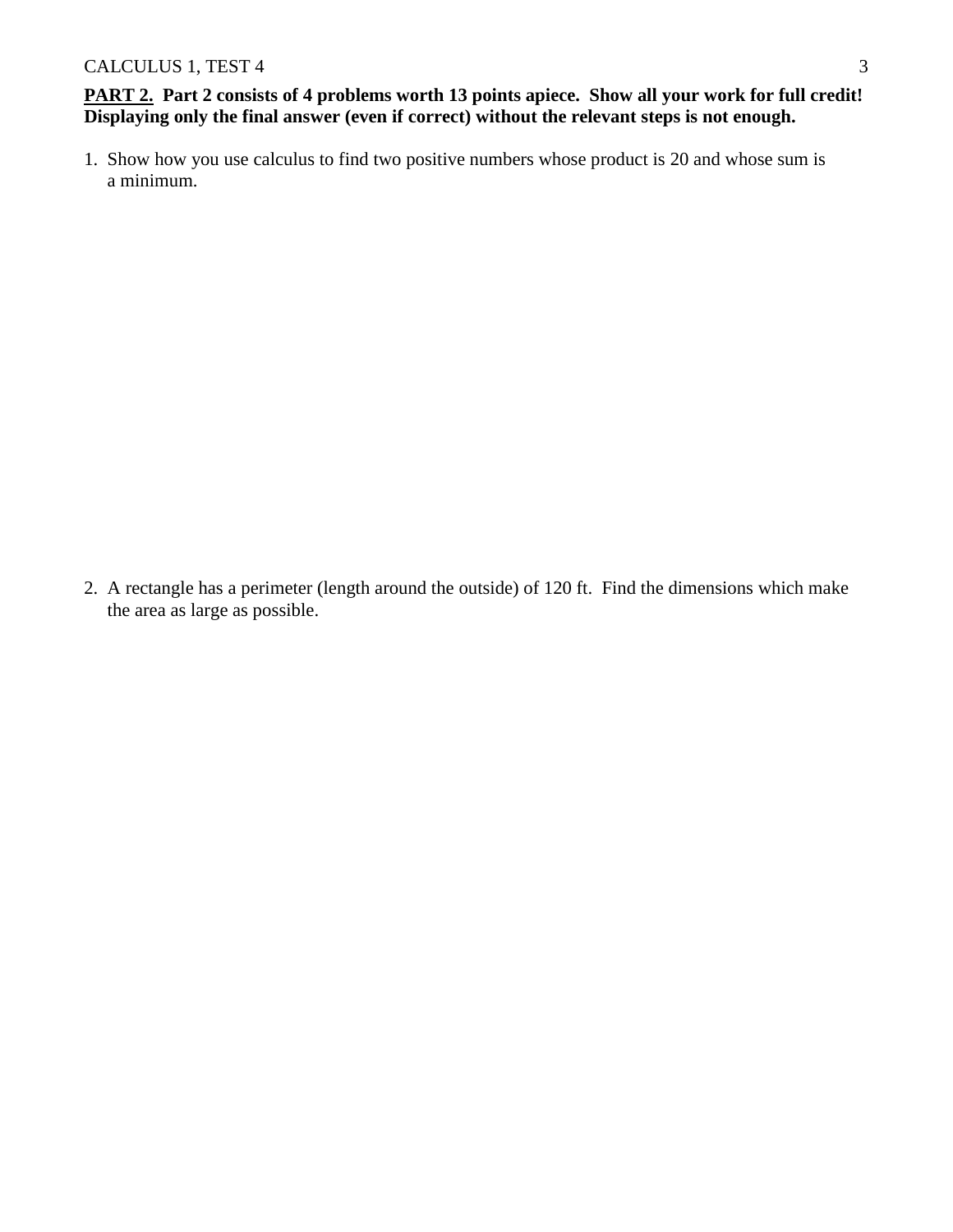**<u>PART 2.</u> Part 2 consists of 4 problems worth 13 points apiece. Show all your work for full credit! Displaying only the final answer (even if correct) without the relevant steps is not enough.**

1. Show how you use calculus to find two positive numbers whose product is 20 and whose sum is a minimum.

2. A rectangle has a perimeter (length around the outside) of 120 ft. Find the dimensions which make the area as large as possible.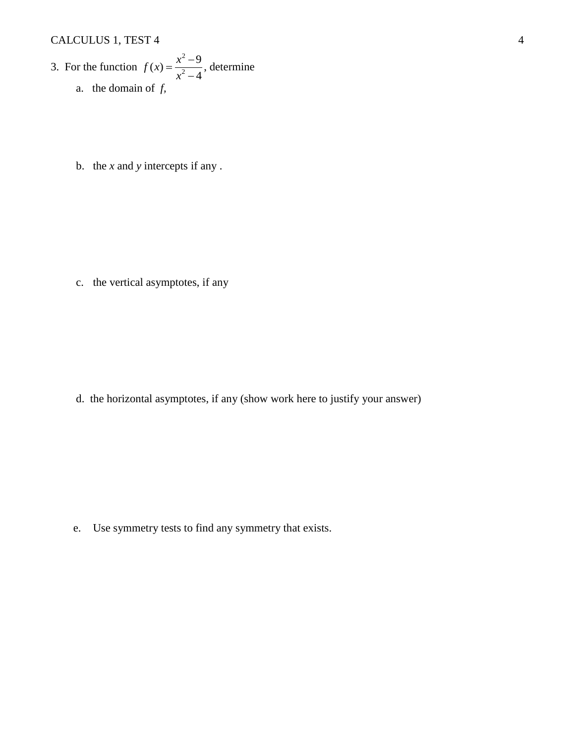3. For the function $f(x) = \dfrac{x^2 - 9}{x^2 - 4}$, determine

a. the domain of $f$,

b. the $x$ and $y$ intercepts if any .

c. the vertical asymptotes, if any

d. the horizontal asymptotes, if any (show work here to justify your answer)

e. Use symmetry tests to find any symmetry that exists.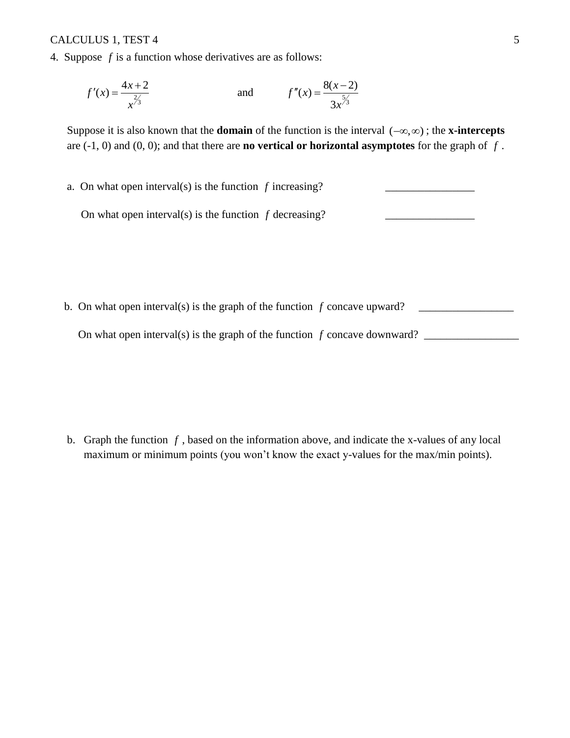4. Suppose $f$ is a function whose derivatives are as follows:

$$f'(x) = \frac{4x+2}{x^{2/3}} \qquad \text{and} \qquad f''(x) = \frac{8(x-2)}{3x^{5/3}}$$

Suppose it is also known that the **domain** of the function is the interval $(-\infty, \infty)$ ; the **x-intercepts** are (-1, 0) and (0, 0); and that there are **no vertical or horizontal asymptotes** for the graph of $f$ .

a. On what open interval(s) is the function $f$ increasing? ________________

On what open interval(s) is the function $f$ decreasing? ________________

b. On what open interval(s) is the graph of the function $f$ concave upward? _________________

On what open interval(s) is the graph of the function $f$ concave downward? _________________

b. Graph the function $f$ , based on the information above, and indicate the x-values of any local maximum or minimum points (you won't know the exact y-values for the max/min points).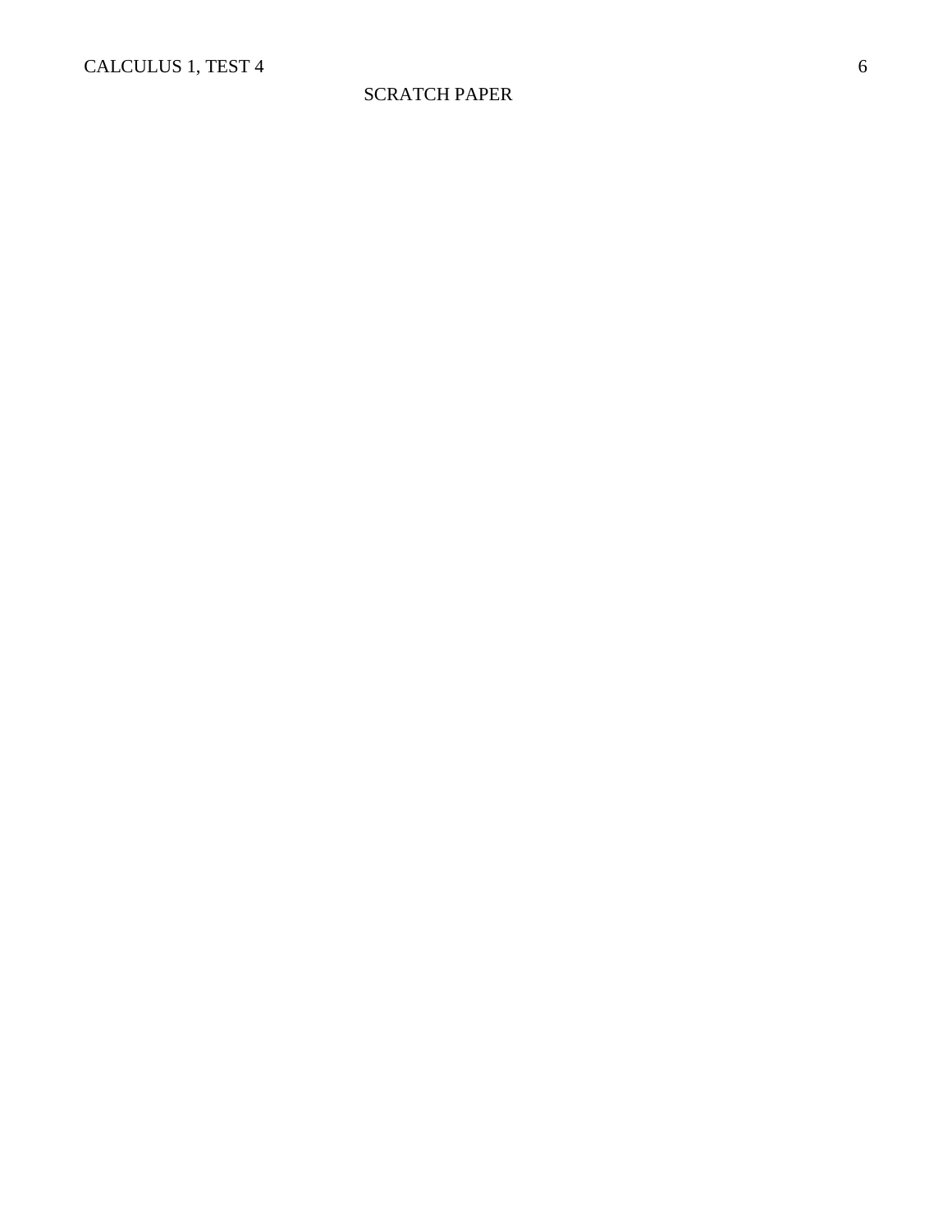SCRATCH PAPER